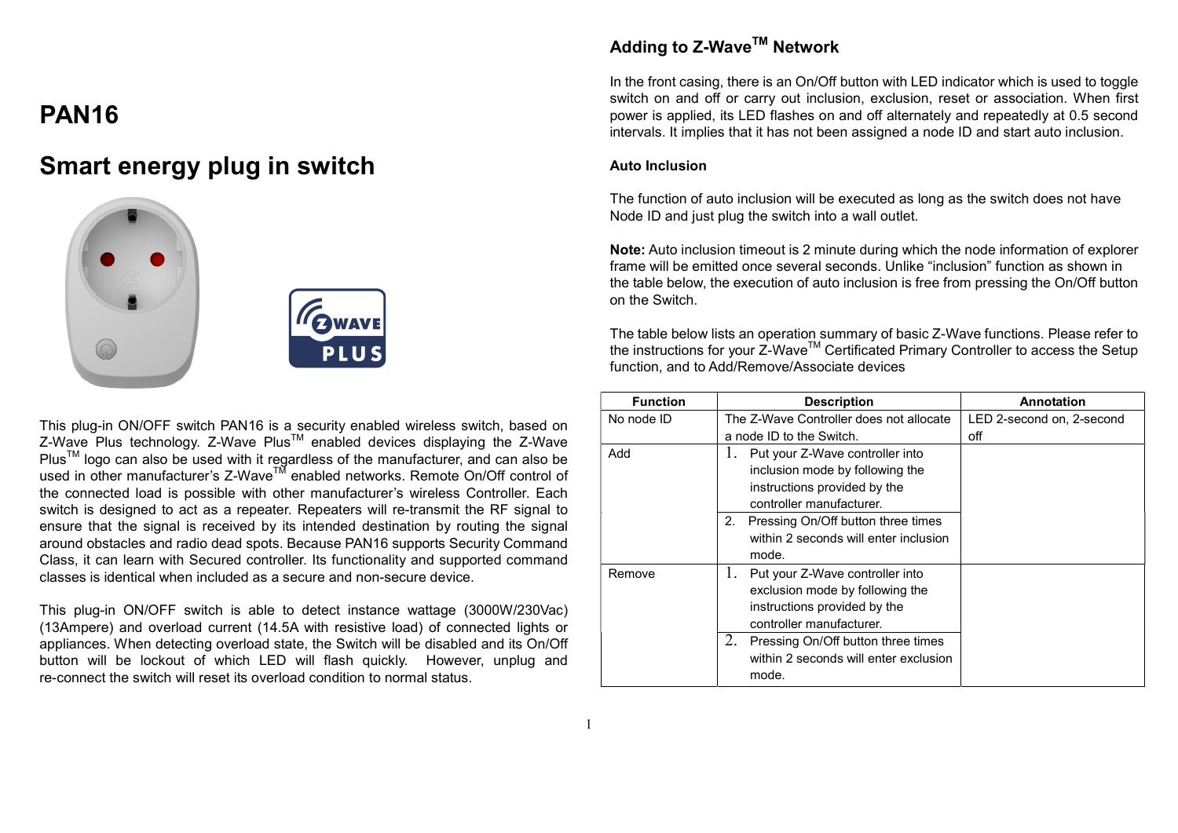# PAN16

# Smart energy plug in switch

This plug-in ON/OFF switch PAN16 is a security enabled wireless switch, based on Z-Wave Plus technology. Z-Wave Plus™ enabled devices displaying the Z-Wave Plus™ logo can also be used with it regardless of the manufacturer, and can also be used in other manufacturer's Z-Wave™ enabled networks. Remote On/Off control of the connected load is possible with other manufacturer's wireless Controller. Each switch is designed to act as a repeater. Repeaters will re-transmit the RF signal to ensure that the signal is received by its intended destination by routing the signal around obstacles and radio dead spots. Because PAN16 supports Security Command Class, it can learn with Secured controller. Its functionality and supported command classes is identical when included as a secure and non-secure device.

This plug-in ON/OFF switch is able to detect instance wattage (3000W/230Vac) (13Ampere) and overload current (14.5A with resistive load) of connected lights or appliances. When detecting overload state, the Switch will be disabled and its On/Off button will be lockout of which LED will flash quickly. However, unplug and re-connect the switch will reset its overload condition to normal status.

## Adding to Z-Wave™ Network

In the front casing, there is an On/Off button with LED indicator which is used to toggle switch on and off or carry out inclusion, exclusion, reset or association. When first power is applied, its LED flashes on and off alternately and repeatedly at 0.5 second intervals. It implies that it has not been assigned a node ID and start auto inclusion.

### Auto Inclusion

The function of auto inclusion will be executed as long as the switch does not have Node ID and just plug the switch into a wall outlet.

**Note:** Auto inclusion timeout is 2 minute during which the node information of explorer frame will be emitted once several seconds. Unlike "inclusion" function as shown in the table below, the execution of auto inclusion is free from pressing the On/Off button on the Switch.

The table below lists an operation summary of basic Z-Wave functions. Please refer to the instructions for your Z-Wave™ Certificated Primary Controller to access the Setup function, and to Add/Remove/Associate devices

| Function | Description | Annotation |
|---|---|---|
| No node ID | The Z-Wave Controller does not allocate a node ID to the Switch. | LED 2-second on, 2-second off |
| Add | 1. Put your Z-Wave controller into inclusion mode by following the instructions provided by the controller manufacturer. | |
| | 2. Pressing On/Off button three times within 2 seconds will enter inclusion mode. | |
| Remove | 1. Put your Z-Wave controller into exclusion mode by following the instructions provided by the controller manufacturer. | |
| | 2. Pressing On/Off button three times within 2 seconds will enter exclusion mode. | |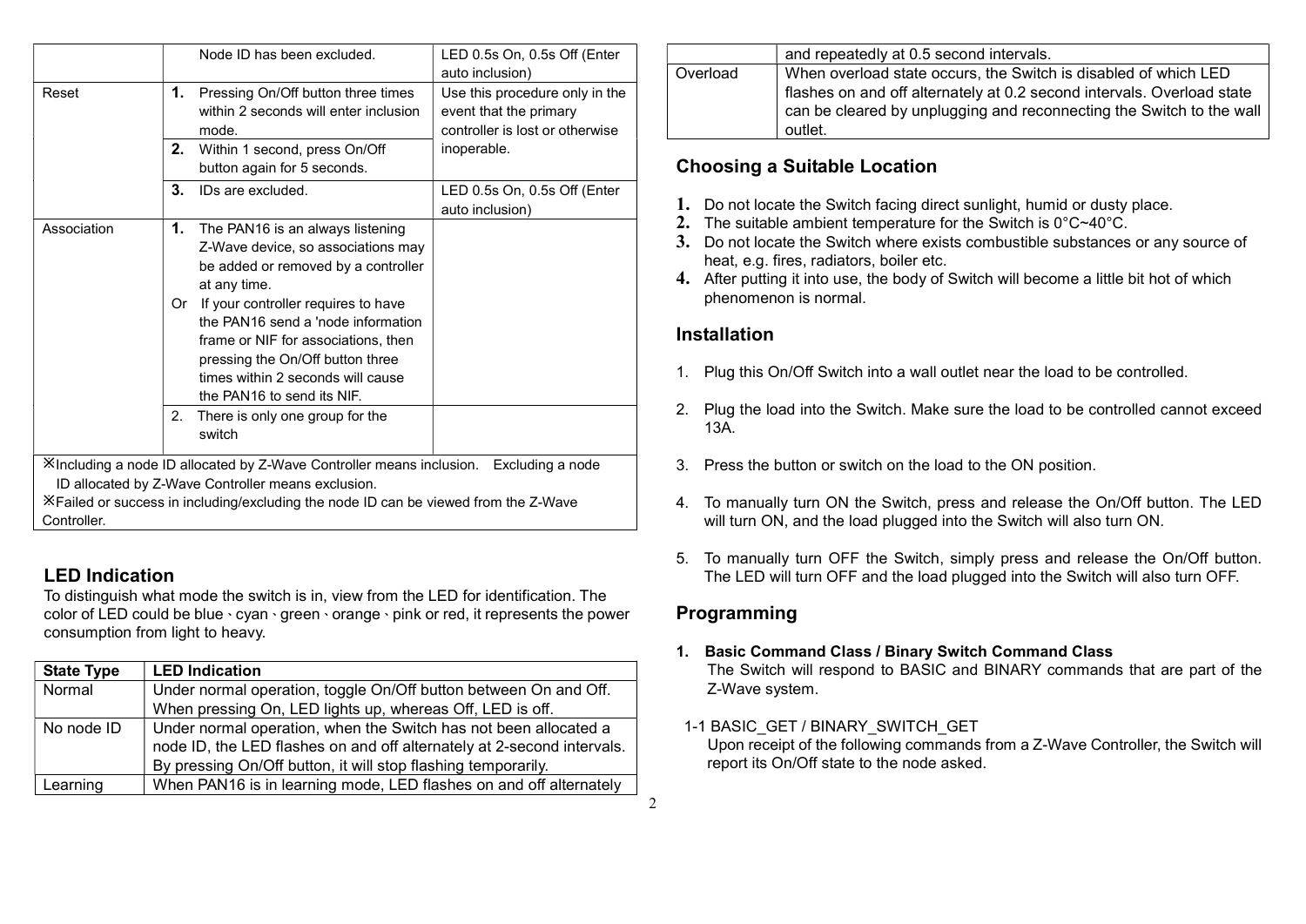| | | |
|---|---|---|
| | Node ID has been excluded. | LED 0.5s On, 0.5s Off (Enter auto inclusion) |
| Reset | **1.** Pressing On/Off button three times within 2 seconds will enter inclusion mode. | Use this procedure only in the event that the primary controller is lost or otherwise inoperable. |
| | **2.** Within 1 second, press On/Off button again for 5 seconds. | |
| | **3.** IDs are excluded. | LED 0.5s On, 0.5s Off (Enter auto inclusion) |
| Association | **1.** The PAN16 is an always listening Z-Wave device, so associations may be added or removed by a controller at any time.<br>Or If your controller requires to have the PAN16 send a 'node information frame or NIF for associations, then pressing the On/Off button three times within 2 seconds will cause the PAN16 to send its NIF. | |
| | 2. There is only one group for the switch | |

※Including a node ID allocated by Z-Wave Controller means inclusion. Excluding a node ID allocated by Z-Wave Controller means exclusion.
※Failed or success in including/excluding the node ID can be viewed from the Z-Wave Controller.

## LED Indication

To distinguish what mode the switch is in, view from the LED for identification. The color of LED could be blue、cyan、green、orange、pink or red, it represents the power consumption from light to heavy.

| State Type | LED Indication |
|---|---|
| Normal | Under normal operation, toggle On/Off button between On and Off. When pressing On, LED lights up, whereas Off, LED is off. |
| No node ID | Under normal operation, when the Switch has not been allocated a node ID, the LED flashes on and off alternately at 2-second intervals. By pressing On/Off button, it will stop flashing temporarily. |
| Learning | When PAN16 is in learning mode, LED flashes on and off alternately and repeatedly at 0.5 second intervals. |
| Overload | When overload state occurs, the Switch is disabled of which LED flashes on and off alternately at 0.2 second intervals. Overload state can be cleared by unplugging and reconnecting the Switch to the wall outlet. |

## Choosing a Suitable Location

1. Do not locate the Switch facing direct sunlight, humid or dusty place.
2. The suitable ambient temperature for the Switch is 0°C~40°C.
3. Do not locate the Switch where exists combustible substances or any source of heat, e.g. fires, radiators, boiler etc.
4. After putting it into use, the body of Switch will become a little bit hot of which phenomenon is normal.

## Installation

1. Plug this On/Off Switch into a wall outlet near the load to be controlled.
2. Plug the load into the Switch. Make sure the load to be controlled cannot exceed 13A.
3. Press the button or switch on the load to the ON position.
4. To manually turn ON the Switch, press and release the On/Off button. The LED will turn ON, and the load plugged into the Switch will also turn ON.
5. To manually turn OFF the Switch, simply press and release the On/Off button. The LED will turn OFF and the load plugged into the Switch will also turn OFF.

## Programming

**1. Basic Command Class / Binary Switch Command Class**

The Switch will respond to BASIC and BINARY commands that are part of the Z-Wave system.

1-1 BASIC_GET / BINARY_SWITCH_GET

Upon receipt of the following commands from a Z-Wave Controller, the Switch will report its On/Off state to the node asked.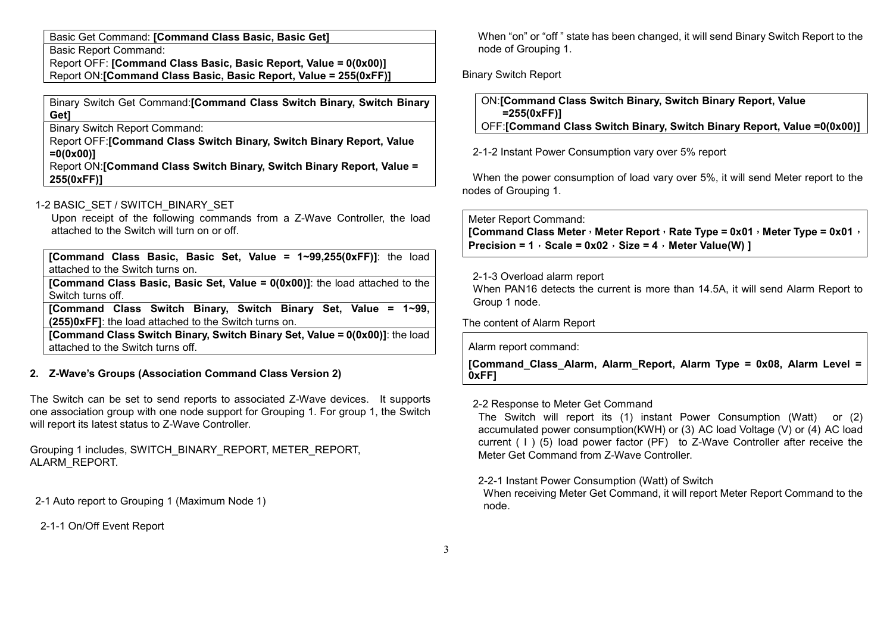| Basic Get Command: **[Command Class Basic, Basic Get]** |
|---|
| Basic Report Command:<br>Report OFF: **[Command Class Basic, Basic Report, Value = 0(0x00)]**<br>Report ON:**[Command Class Basic, Basic Report, Value = 255(0xFF)]** |

| Binary Switch Get Command:**[Command Class Switch Binary, Switch Binary Get]** |
|---|
| Binary Switch Report Command:<br>Report OFF:**[Command Class Switch Binary, Switch Binary Report, Value =0(0x00)]**<br>Report ON:**[Command Class Switch Binary, Switch Binary Report, Value = 255(0xFF)]** |

1-2 BASIC_SET / SWITCH_BINARY_SET

Upon receipt of the following commands from a Z-Wave Controller, the load attached to the Switch will turn on or off.

| **[Command Class Basic, Basic Set, Value = 1~99,255(0xFF)]**: the load attached to the Switch turns on. |
|---|
| **[Command Class Basic, Basic Set, Value = 0(0x00)]**: the load attached to the Switch turns off. |
| **[Command Class Switch Binary, Switch Binary Set, Value = 1~99, (255)0xFF]**: the load attached to the Switch turns on. |
| **[Command Class Switch Binary, Switch Binary Set, Value = 0(0x00)]**: the load attached to the Switch turns off. |

## 2. Z-Wave's Groups (Association Command Class Version 2)

The Switch can be set to send reports to associated Z-Wave devices. It supports one association group with one node support for Grouping 1. For group 1, the Switch will report its latest status to Z-Wave Controller.

Grouping 1 includes, SWITCH_BINARY_REPORT, METER_REPORT, ALARM_REPORT.

2-1 Auto report to Grouping 1 (Maximum Node 1)

2-1-1 On/Off Event Report

When "on" or "off " state has been changed, it will send Binary Switch Report to the node of Grouping 1.

Binary Switch Report

| ON:**[Command Class Switch Binary, Switch Binary Report, Value =255(0xFF)]**<br>OFF:**[Command Class Switch Binary, Switch Binary Report, Value =0(0x00)]** |
|---|

2-1-2 Instant Power Consumption vary over 5% report

When the power consumption of load vary over 5%, it will send Meter report to the nodes of Grouping 1.

| Meter Report Command:<br>**[Command Class Meter，Meter Report，Rate Type = 0x01，Meter Type = 0x01，Precision = 1，Scale = 0x02，Size = 4，Meter Value(W) ]** |
|---|

2-1-3 Overload alarm report

When PAN16 detects the current is more than 14.5A, it will send Alarm Report to Group 1 node.

The content of Alarm Report

| Alarm report command:<br>**[Command_Class_Alarm, Alarm_Report, Alarm Type = 0x08, Alarm Level = 0xFF]** |
|---|

2-2 Response to Meter Get Command

The Switch will report its (1) instant Power Consumption (Watt) or (2) accumulated power consumption(KWH) or (3) AC load Voltage (V) or (4) AC load current ( I ) (5) load power factor (PF) to Z-Wave Controller after receive the Meter Get Command from Z-Wave Controller.

2-2-1 Instant Power Consumption (Watt) of Switch

When receiving Meter Get Command, it will report Meter Report Command to the node.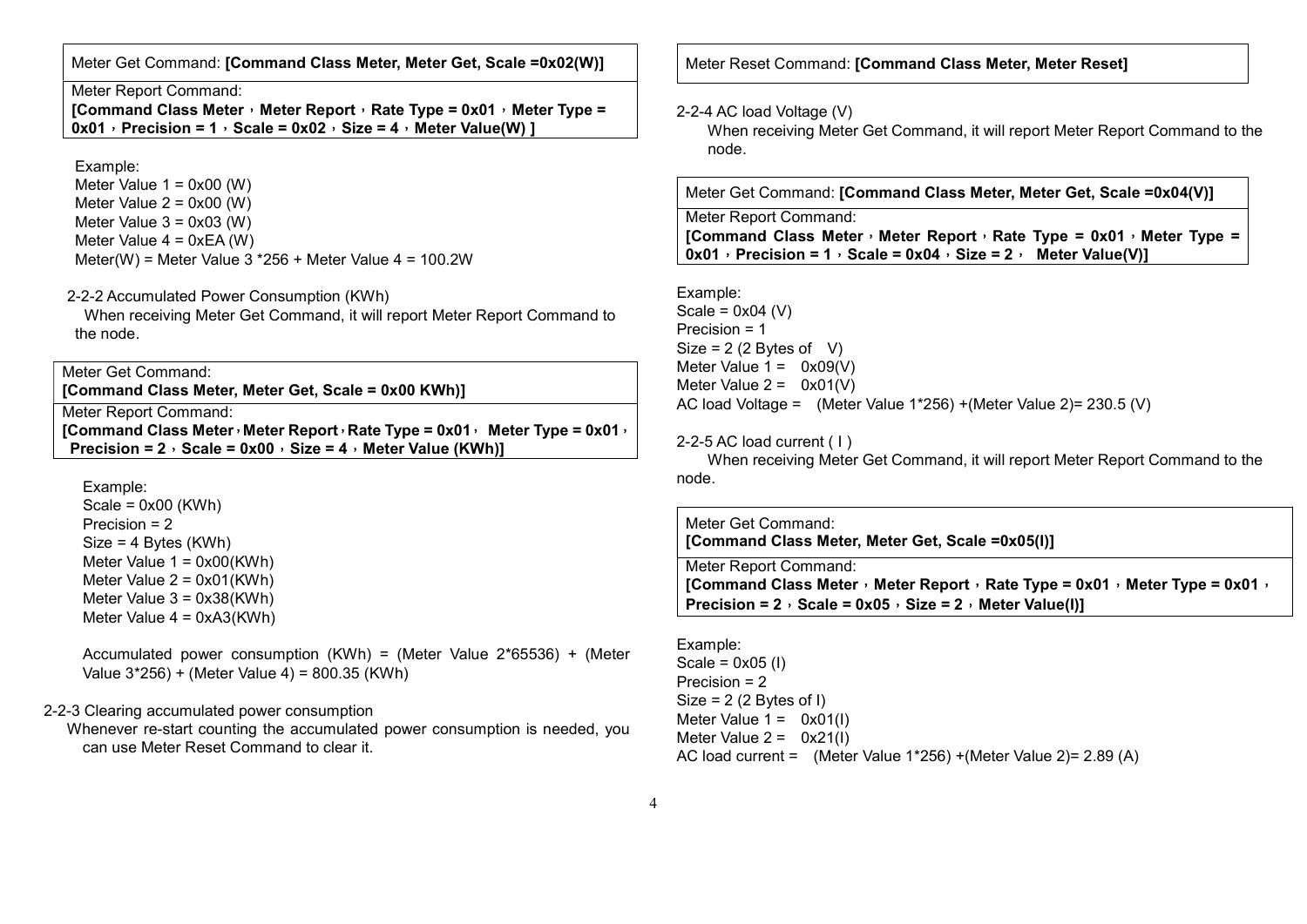| Meter Get Command: **[Command Class Meter, Meter Get, Scale =0x02(W)]** |
| --- |
| Meter Report Command: **[Command Class Meter，Meter Report，Rate Type = 0x01，Meter Type = 0x01，Precision = 1，Scale = 0x02，Size = 4，Meter Value(W) ]** |

Example:
Meter Value 1 = 0x00 (W)
Meter Value 2 = 0x00 (W)
Meter Value 3 = 0x03 (W)
Meter Value 4 = 0xEA (W)
Meter(W) = Meter Value 3 *256 + Meter Value 4 = 100.2W

2-2-2 Accumulated Power Consumption (KWh)

When receiving Meter Get Command, it will report Meter Report Command to the node.

| Meter Get Command: **[Command Class Meter, Meter Get, Scale = 0x00 KWh)]** |
| --- |
| Meter Report Command: **[Command Class Meter，Meter Report，Rate Type = 0x01， Meter Type = 0x01，Precision = 2，Scale = 0x00，Size = 4，Meter Value (KWh)]** |

Example:
Scale = 0x00 (KWh)
Precision = 2
Size = 4 Bytes (KWh)
Meter Value 1 = 0x00(KWh)
Meter Value 2 = 0x01(KWh)
Meter Value 3 = 0x38(KWh)
Meter Value 4 = 0xA3(KWh)

Accumulated power consumption (KWh) = (Meter Value 2*65536) + (Meter Value 3*256) + (Meter Value 4) = 800.35 (KWh)

2-2-3 Clearing accumulated power consumption

Whenever re-start counting the accumulated power consumption is needed, you can use Meter Reset Command to clear it.

| Meter Reset Command: **[Command Class Meter, Meter Reset]** |
| --- |

2-2-4 AC load Voltage (V)

When receiving Meter Get Command, it will report Meter Report Command to the node.

| Meter Get Command: **[Command Class Meter, Meter Get, Scale =0x04(V)]** |
| --- |
| Meter Report Command: **[Command Class Meter，Meter Report，Rate Type = 0x01，Meter Type = 0x01，Precision = 1，Scale = 0x04，Size = 2， Meter Value(V)]** |

Example:
Scale = 0x04 (V)
Precision = 1
Size = 2 (2 Bytes of V)
Meter Value 1 = 0x09(V)
Meter Value 2 = 0x01(V)
AC load Voltage = (Meter Value 1*256) +(Meter Value 2)= 230.5 (V)

2-2-5 AC load current ( I )

When receiving Meter Get Command, it will report Meter Report Command to the node.

| Meter Get Command: **[Command Class Meter, Meter Get, Scale =0x05(I)]** |
| --- |
| Meter Report Command: **[Command Class Meter，Meter Report，Rate Type = 0x01，Meter Type = 0x01，Precision = 2，Scale = 0x05，Size = 2，Meter Value(I)]** |

Example:
Scale = 0x05 (I)
Precision = 2
Size = 2 (2 Bytes of I)
Meter Value 1 = 0x01(I)
Meter Value 2 = 0x21(I)
AC load current = (Meter Value 1*256) +(Meter Value 2)= 2.89 (A)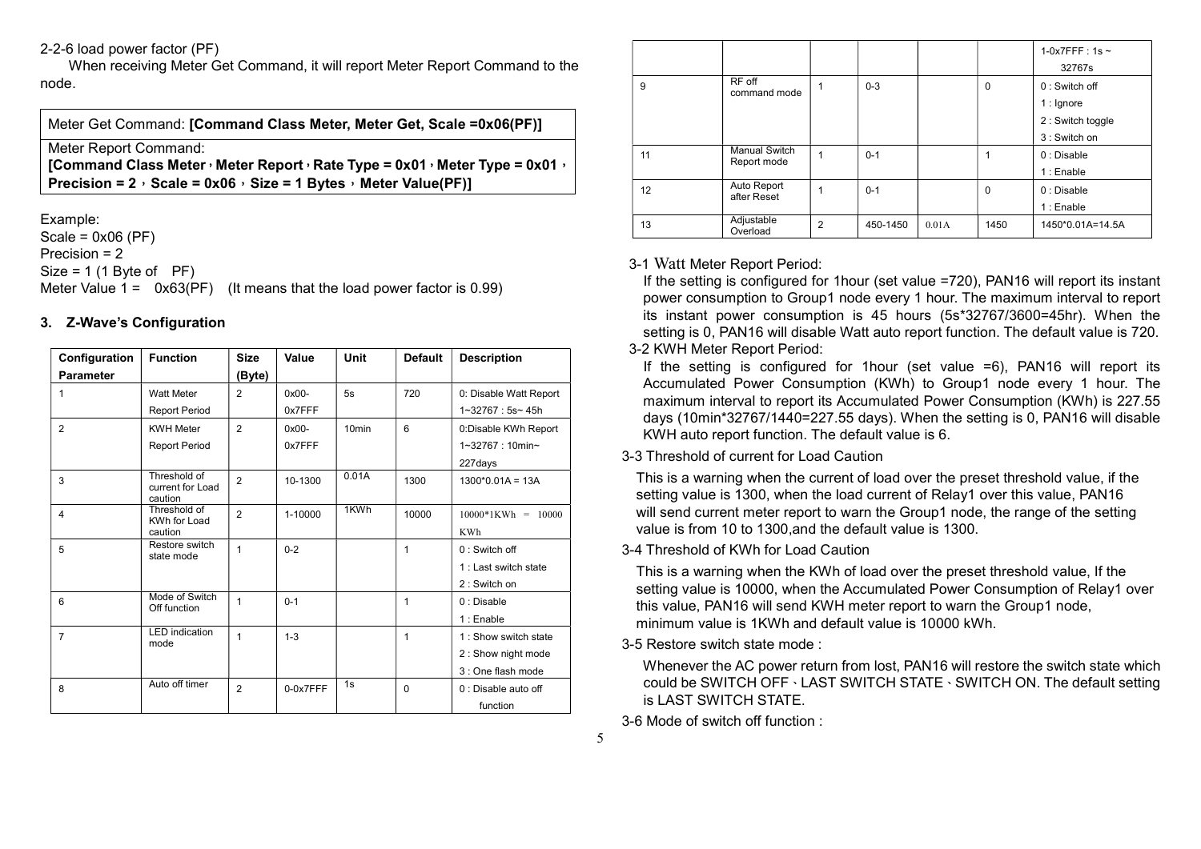2-2-6 load power factor (PF)

When receiving Meter Get Command, it will report Meter Report Command to the node.

| Meter Get Command: **[Command Class Meter, Meter Get, Scale =0x06(PF)]** |
|---|
| Meter Report Command: **[Command Class Meter，Meter Report，Rate Type = 0x01，Meter Type = 0x01，Precision = 2，Scale = 0x06，Size = 1 Bytes，Meter Value(PF)]** |

Example:
Scale = 0x06 (PF)
Precision = 2
Size = 1 (1 Byte of PF)
Meter Value 1 = 0x63(PF) (It means that the load power factor is 0.99)

### 3. Z-Wave's Configuration

| Configuration Parameter | Function | Size (Byte) | Value | Unit | Default | Description |
|---|---|---|---|---|---|---|
| 1 | Watt Meter Report Period | 2 | 0x00-0x7FFF | 5s | 720 | 0: Disable Watt Report<br>1~32767 : 5s~ 45h |
| 2 | KWH Meter Report Period | 2 | 0x00-0x7FFF | 10min | 6 | 0:Disable KWh Report<br>1~32767 : 10min~ 227days |
| 3 | Threshold of current for Load caution | 2 | 10-1300 | 0.01A | 1300 | 1300*0.01A = 13A |
| 4 | Threshold of KWh for Load caution | 2 | 1-10000 | 1KWh | 10000 | 10000*1KWh = 10000 KWh |
| 5 | Restore switch state mode | 1 | 0-2 | | 1 | 0 : Switch off<br>1 : Last switch state<br>2 : Switch on |
| 6 | Mode of Switch Off function | 1 | 0-1 | | 1 | 0 : Disable<br>1 : Enable |
| 7 | LED indication mode | 1 | 1-3 | | 1 | 1 : Show switch state<br>2 : Show night mode<br>3 : One flash mode |
| 8 | Auto off timer | 2 | 0-0x7FFF | 1s | 0 | 0 : Disable auto off function<br>1-0x7FFF : 1s ~ 32767s |
| 9 | RF off command mode | 1 | 0-3 | | 0 | 0 : Switch off<br>1 : Ignore<br>2 : Switch toggle<br>3 : Switch on |
| 11 | Manual Switch Report mode | 1 | 0-1 | | 1 | 0 : Disable<br>1 : Enable |
| 12 | Auto Report after Reset | 1 | 0-1 | | 0 | 0 : Disable<br>1 : Enable |
| 13 | Adjustable Overload | 2 | 450-1450 | 0.01A | 1450 | 1450*0.01A=14.5A |

3-1 Watt Meter Report Period:

If the setting is configured for 1hour (set value =720), PAN16 will report its instant power consumption to Group1 node every 1 hour. The maximum interval to report its instant power consumption is 45 hours (5s*32767/3600=45hr). When the setting is 0, PAN16 will disable Watt auto report function. The default value is 720.

3-2 KWH Meter Report Period:

If the setting is configured for 1hour (set value =6), PAN16 will report its Accumulated Power Consumption (KWh) to Group1 node every 1 hour. The maximum interval to report its Accumulated Power Consumption (KWh) is 227.55 days (10min*32767/1440=227.55 days). When the setting is 0, PAN16 will disable KWH auto report function. The default value is 6.

3-3 Threshold of current for Load Caution

This is a warning when the current of load over the preset threshold value, if the setting value is 1300, when the load current of Relay1 over this value, PAN16 will send current meter report to warn the Group1 node, the range of the setting value is from 10 to 1300,and the default value is 1300.

3-4 Threshold of KWh for Load Caution

This is a warning when the KWh of load over the preset threshold value, If the setting value is 10000, when the Accumulated Power Consumption of Relay1 over this value, PAN16 will send KWH meter report to warn the Group1 node, minimum value is 1KWh and default value is 10000 kWh.

3-5 Restore switch state mode :

Whenever the AC power return from lost, PAN16 will restore the switch state which could be SWITCH OFF、LAST SWITCH STATE、SWITCH ON. The default setting is LAST SWITCH STATE.

3-6 Mode of switch off function :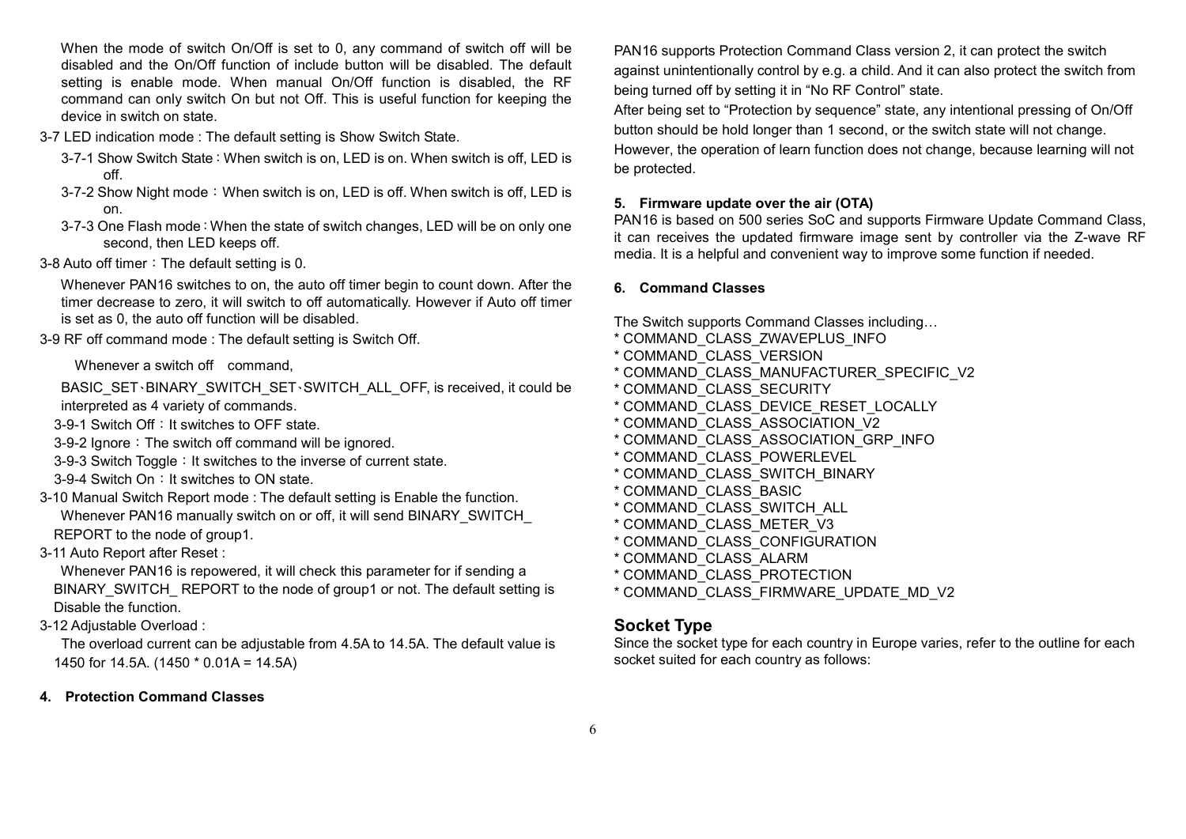When the mode of switch On/Off is set to 0, any command of switch off will be disabled and the On/Off function of include button will be disabled. The default setting is enable mode. When manual On/Off function is disabled, the RF command can only switch On but not Off. This is useful function for keeping the device in switch on state.

3-7 LED indication mode : The default setting is Show Switch State.

3-7-1 Show Switch State：When switch is on, LED is on. When switch is off, LED is off.

3-7-2 Show Night mode ：When switch is on, LED is off. When switch is off, LED is on.

3-7-3 One Flash mode：When the state of switch changes, LED will be on only one second, then LED keeps off.

3-8 Auto off timer ：The default setting is 0.

Whenever PAN16 switches to on, the auto off timer begin to count down. After the timer decrease to zero, it will switch to off automatically. However if Auto off timer is set as 0, the auto off function will be disabled.

3-9 RF off command mode : The default setting is Switch Off.

Whenever a switch off command,

BASIC_SET、BINARY_SWITCH_SET、SWITCH_ALL_OFF, is received, it could be interpreted as 4 variety of commands.

3-9-1 Switch Off：It switches to OFF state.

3-9-2 Ignore：The switch off command will be ignored.

3-9-3 Switch Toggle：It switches to the inverse of current state.

3-9-4 Switch On：It switches to ON state.

3-10 Manual Switch Report mode : The default setting is Enable the function.

Whenever PAN16 manually switch on or off, it will send BINARY_SWITCH_ REPORT to the node of group1.

3-11 Auto Report after Reset :

Whenever PAN16 is repowered, it will check this parameter for if sending a BINARY_SWITCH_ REPORT to the node of group1 or not. The default setting is Disable the function.

3-12 Adjustable Overload :

The overload current can be adjustable from 4.5A to 14.5A. The default value is 1450 for 14.5A. (1450 * 0.01A = 14.5A)

**4. Protection Command Classes**

PAN16 supports Protection Command Class version 2, it can protect the switch against unintentionally control by e.g. a child. And it can also protect the switch from being turned off by setting it in "No RF Control" state.

After being set to "Protection by sequence" state, any intentional pressing of On/Off button should be hold longer than 1 second, or the switch state will not change. However, the operation of learn function does not change, because learning will not be protected.

**5. Firmware update over the air (OTA)**

PAN16 is based on 500 series SoC and supports Firmware Update Command Class, it can receives the updated firmware image sent by controller via the Z-wave RF media. It is a helpful and convenient way to improve some function if needed.

**6. Command Classes**

The Switch supports Command Classes including…

* COMMAND_CLASS_ZWAVEPLUS_INFO
* COMMAND_CLASS_VERSION
* COMMAND_CLASS_MANUFACTURER_SPECIFIC_V2
* COMMAND_CLASS_SECURITY
* COMMAND_CLASS_DEVICE_RESET_LOCALLY
* COMMAND_CLASS_ASSOCIATION_V2
* COMMAND_CLASS_ASSOCIATION_GRP_INFO
* COMMAND_CLASS_POWERLEVEL
* COMMAND_CLASS_SWITCH_BINARY
* COMMAND_CLASS_BASIC
* COMMAND_CLASS_SWITCH_ALL
* COMMAND_CLASS_METER_V3
* COMMAND_CLASS_CONFIGURATION
* COMMAND_CLASS_ALARM
* COMMAND_CLASS_PROTECTION
* COMMAND_CLASS_FIRMWARE_UPDATE_MD_V2

## Socket Type

Since the socket type for each country in Europe varies, refer to the outline for each socket suited for each country as follows: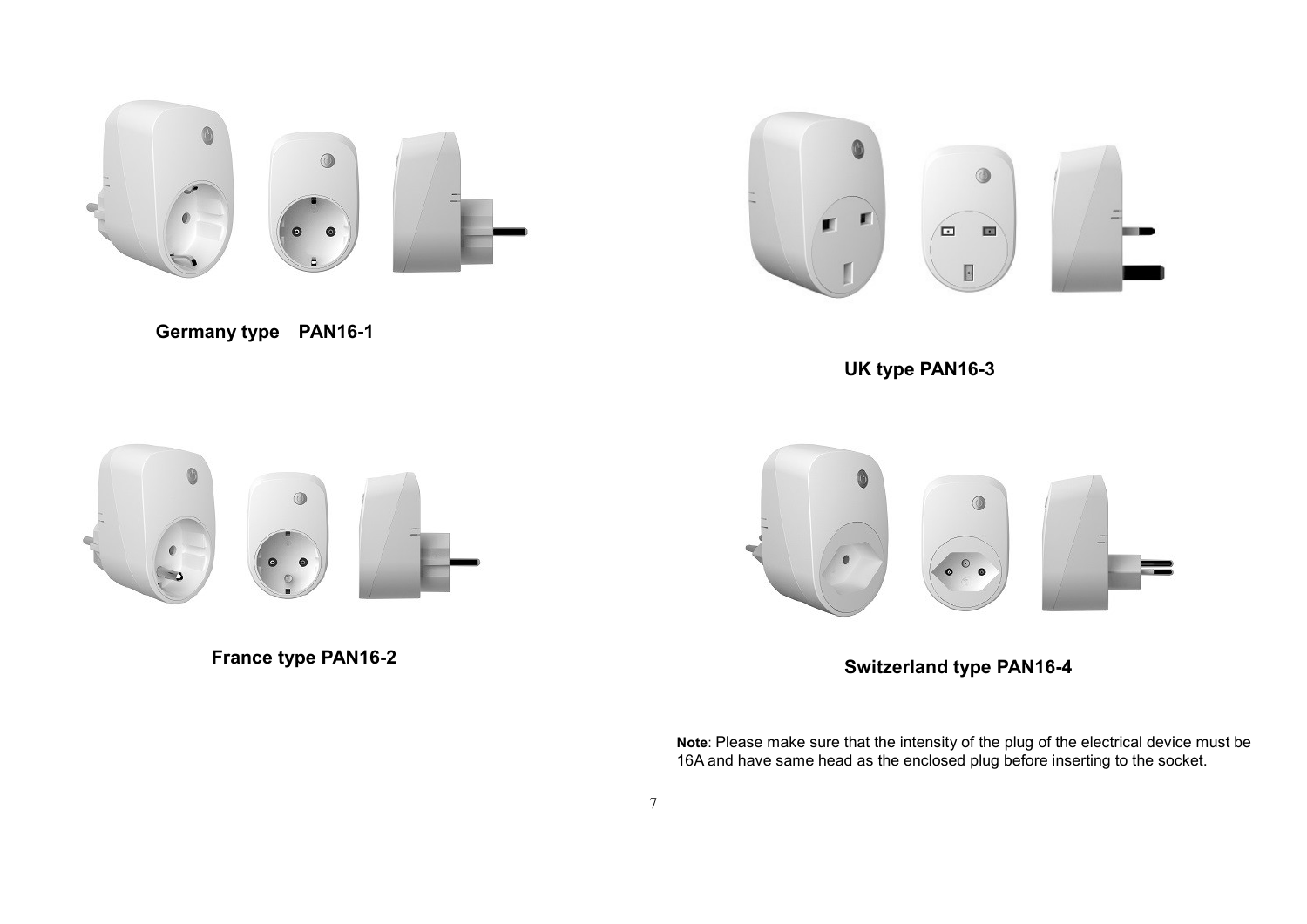**Germany type PAN16-1**

**UK type PAN16-3**

**France type PAN16-2**

**Switzerland type PAN16-4**

**Note**: Please make sure that the intensity of the plug of the electrical device must be 16A and have same head as the enclosed plug before inserting to the socket.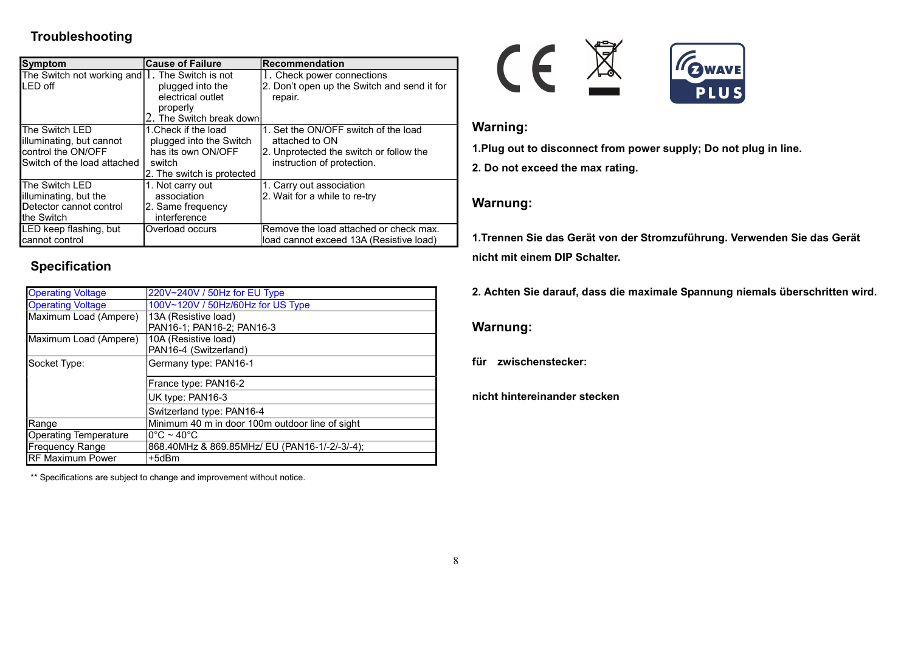## Troubleshooting

| Symptom | Cause of Failure | Recommendation |
|---|---|---|
| The Switch not working and LED off | 1. The Switch is not plugged into the electrical outlet properly<br>2. The Switch break down | 1. Check power connections<br>2. Don't open up the Switch and send it for repair. |
| The Switch LED illuminating, but cannot control the ON/OFF Switch of the load attached | 1.Check if the load plugged into the Switch has its own ON/OFF switch<br>2. The switch is protected | 1. Set the ON/OFF switch of the load attached to ON<br>2. Unprotected the switch or follow the instruction of protection. |
| The Switch LED illuminating, but the Detector cannot control the Switch | 1. Not carry out association<br>2. Same frequency interference | 1. Carry out association<br>2. Wait for a while to re-try |
| LED keep flashing, but cannot control | Overload occurs | Remove the load attached or check max. load cannot exceed 13A (Resistive load) |

## Specification

| | |
|---|---|
| Operating Voltage | 220V~240V / 50Hz for EU Type |
| Operating Voltage | 100V~120V / 50Hz/60Hz for US Type |
| Maximum Load (Ampere) | 13A (Resistive load)<br>PAN16-1; PAN16-2; PAN16-3 |
| Maximum Load (Ampere) | 10A (Resistive load)<br>PAN16-4 (Switzerland) |
| Socket Type: | Germany type: PAN16-1 |
| | France type: PAN16-2 |
| | UK type: PAN16-3 |
| | Switzerland type: PAN16-4 |
| Range | Minimum 40 m in door 100m outdoor line of sight |
| Operating Temperature | 0°C ~ 40°C |
| Frequency Range | 868.40MHz & 869.85MHz/ EU (PAN16-1/-2/-3/-4); |
| RF Maximum Power | +5dBm |

** Specifications are subject to change and improvement without notice.

## Warning:

**1.Plug out to disconnect from power supply; Do not plug in line.**

**2. Do not exceed the max rating.**

## Warnung:

**1.Trennen Sie das Gerät von der Stromzuführung. Verwenden Sie das Gerät nicht mit einem DIP Schalter.**

**2. Achten Sie darauf, dass die maximale Spannung niemals überschritten wird.**

## Warnung:

**für zwischenstecker:**

**nicht hintereinander stecken**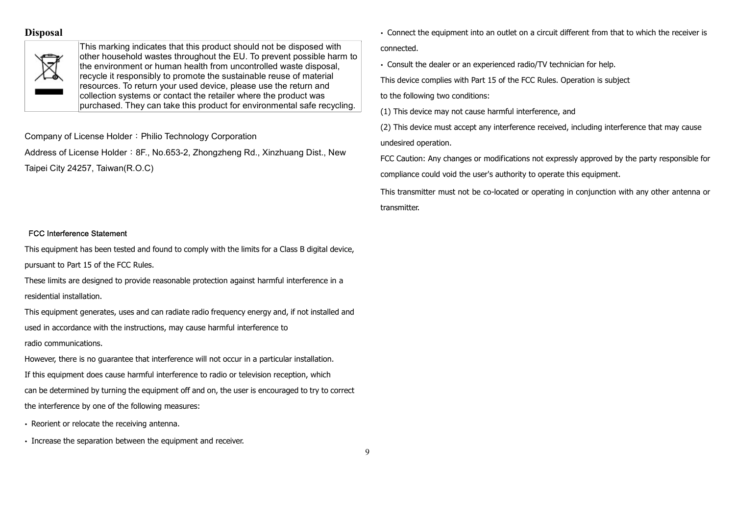## Disposal

This marking indicates that this product should not be disposed with other household wastes throughout the EU. To prevent possible harm to the environment or human health from uncontrolled waste disposal, recycle it responsibly to promote the sustainable reuse of material resources. To return your used device, please use the return and collection systems or contact the retailer where the product was purchased. They can take this product for environmental safe recycling.

Company of License Holder：Philio Technology Corporation

Address of License Holder：8F., No.653-2, Zhongzheng Rd., Xinzhuang Dist., New Taipei City 24257, Taiwan(R.O.C)

### FCC Interference Statement

This equipment has been tested and found to comply with the limits for a Class B digital device, pursuant to Part 15 of the FCC Rules.

These limits are designed to provide reasonable protection against harmful interference in a residential installation.

This equipment generates, uses and can radiate radio frequency energy and, if not installed and used in accordance with the instructions, may cause harmful interference to radio communications.

However, there is no guarantee that interference will not occur in a particular installation.

If this equipment does cause harmful interference to radio or television reception, which can be determined by turning the equipment off and on, the user is encouraged to try to correct the interference by one of the following measures:

- Reorient or relocate the receiving antenna.
- Increase the separation between the equipment and receiver.
- Connect the equipment into an outlet on a circuit different from that to which the receiver is connected.
- Consult the dealer or an experienced radio/TV technician for help.

This device complies with Part 15 of the FCC Rules. Operation is subject to the following two conditions:

(1) This device may not cause harmful interference, and

(2) This device must accept any interference received, including interference that may cause undesired operation.

FCC Caution: Any changes or modifications not expressly approved by the party responsible for compliance could void the user's authority to operate this equipment.

This transmitter must not be co-located or operating in conjunction with any other antenna or transmitter.